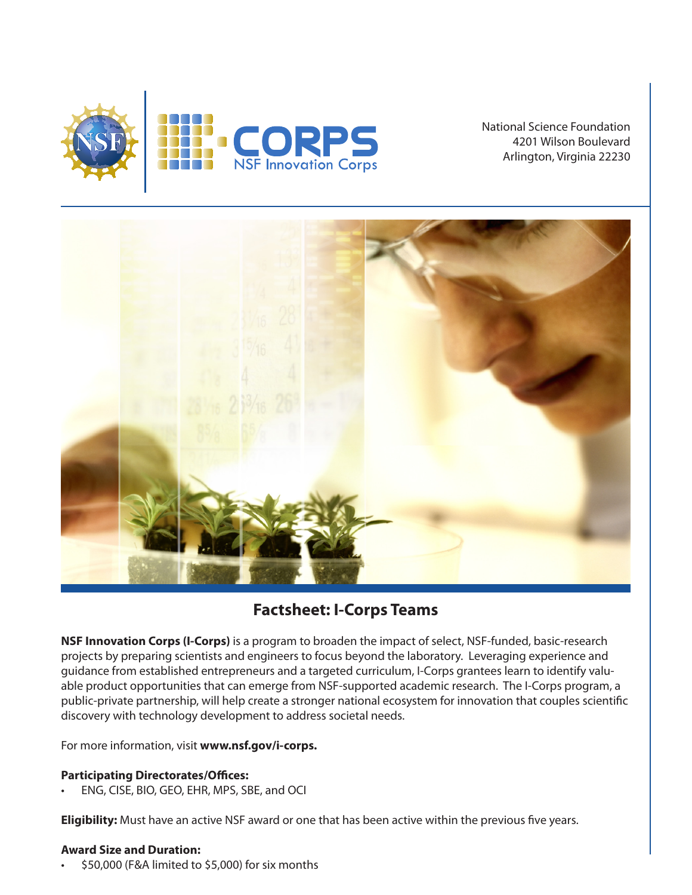National Science Foundation
4201 Wilson Boulevard
Arlington, Virginia 22230

# Factsheet: I-Corps Teams

**NSF Innovation Corps (I-Corps)** is a program to broaden the impact of select, NSF-funded, basic-research projects by preparing scientists and engineers to focus beyond the laboratory. Leveraging experience and guidance from established entrepreneurs and a targeted curriculum, I-Corps grantees learn to identify valuable product opportunities that can emerge from NSF-supported academic research. The I-Corps program, a public-private partnership, will help create a stronger national ecosystem for innovation that couples scientific discovery with technology development to address societal needs.

For more information, visit **www.nsf.gov/i-corps.**

**Participating Directorates/Offices:**

- ENG, CISE, BIO, GEO, EHR, MPS, SBE, and OCI

**Eligibility:** Must have an active NSF award or one that has been active within the previous five years.

**Award Size and Duration:**

- $50,000 (F&A limited to $5,000) for six months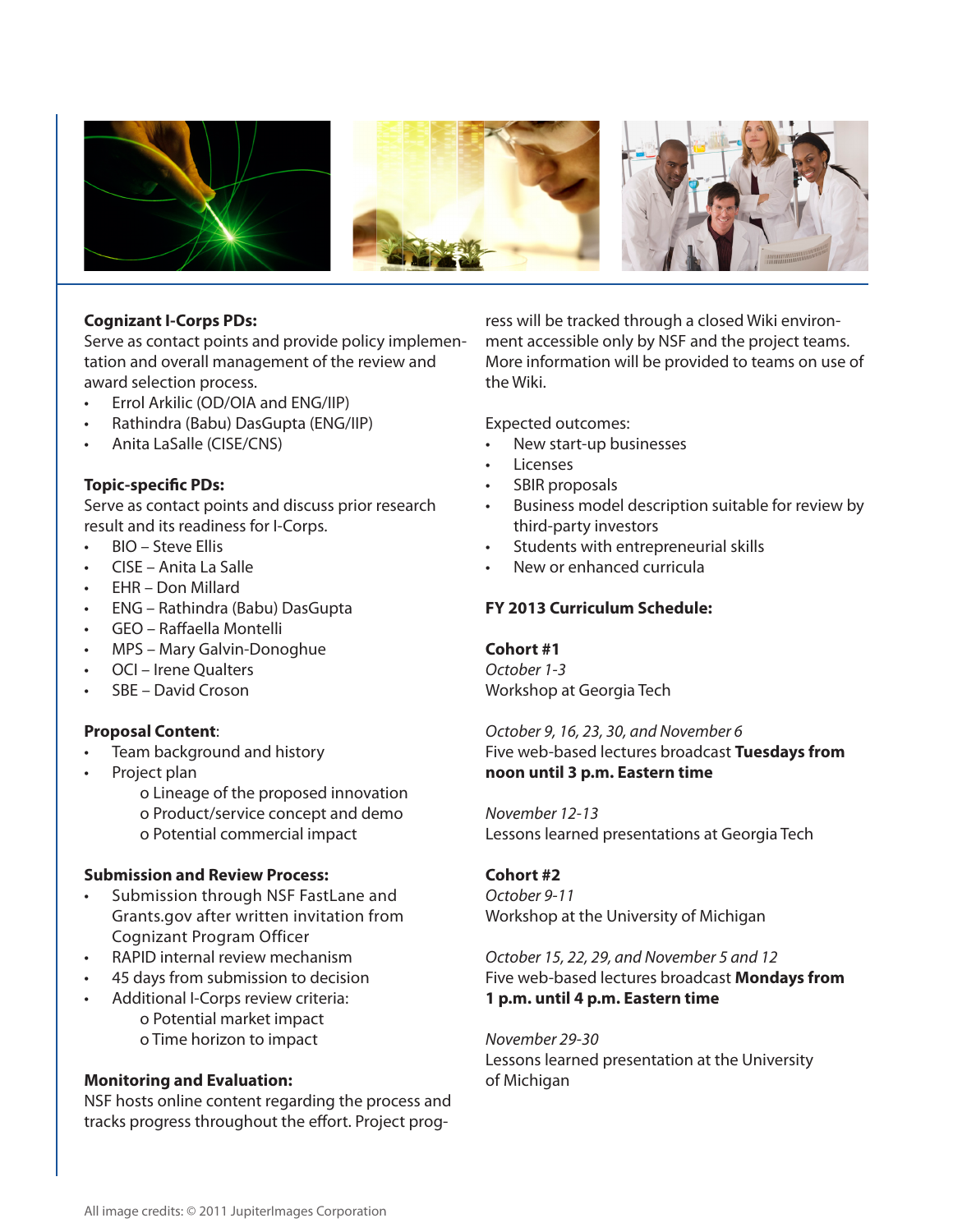**Cognizant I-Corps PDs:**
Serve as contact points and provide policy implementation and overall management of the review and award selection process.

- Errol Arkilic (OD/OIA and ENG/IIP)
- Rathindra (Babu) DasGupta (ENG/IIP)
- Anita LaSalle (CISE/CNS)

**Topic-specific PDs:**
Serve as contact points and discuss prior research result and its readiness for I-Corps.

- BIO – Steve Ellis
- CISE – Anita La Salle
- EHR – Don Millard
- ENG – Rathindra (Babu) DasGupta
- GEO – Raffaella Montelli
- MPS – Mary Galvin-Donoghue
- OCI – Irene Qualters
- SBE – David Croson

**Proposal Content**:

- Team background and history
- Project plan
  - o Lineage of the proposed innovation
  - o Product/service concept and demo
  - o Potential commercial impact

**Submission and Review Process:**

- Submission through NSF FastLane and Grants.gov after written invitation from Cognizant Program Officer
- RAPID internal review mechanism
- 45 days from submission to decision
- Additional I-Corps review criteria:
  - o Potential market impact
  - o Time horizon to impact

**Monitoring and Evaluation:**
NSF hosts online content regarding the process and tracks progress throughout the effort. Project progress will be tracked through a closed Wiki environment accessible only by NSF and the project teams. More information will be provided to teams on use of the Wiki.

Expected outcomes:

- New start-up businesses
- Licenses
- SBIR proposals
- Business model description suitable for review by third-party investors
- Students with entrepreneurial skills
- New or enhanced curricula

**FY 2013 Curriculum Schedule:**

**Cohort #1**
*October 1-3*
Workshop at Georgia Tech

*October 9, 16, 23, 30, and November 6*
Five web-based lectures broadcast **Tuesdays from noon until 3 p.m. Eastern time**

*November 12-13*
Lessons learned presentations at Georgia Tech

**Cohort #2**
*October 9-11*
Workshop at the University of Michigan

*October 15, 22, 29, and November 5 and 12*
Five web-based lectures broadcast **Mondays from 1 p.m. until 4 p.m. Eastern time**

*November 29-30*
Lessons learned presentation at the University of Michigan

All image credits: © 2011 JupiterImages Corporation